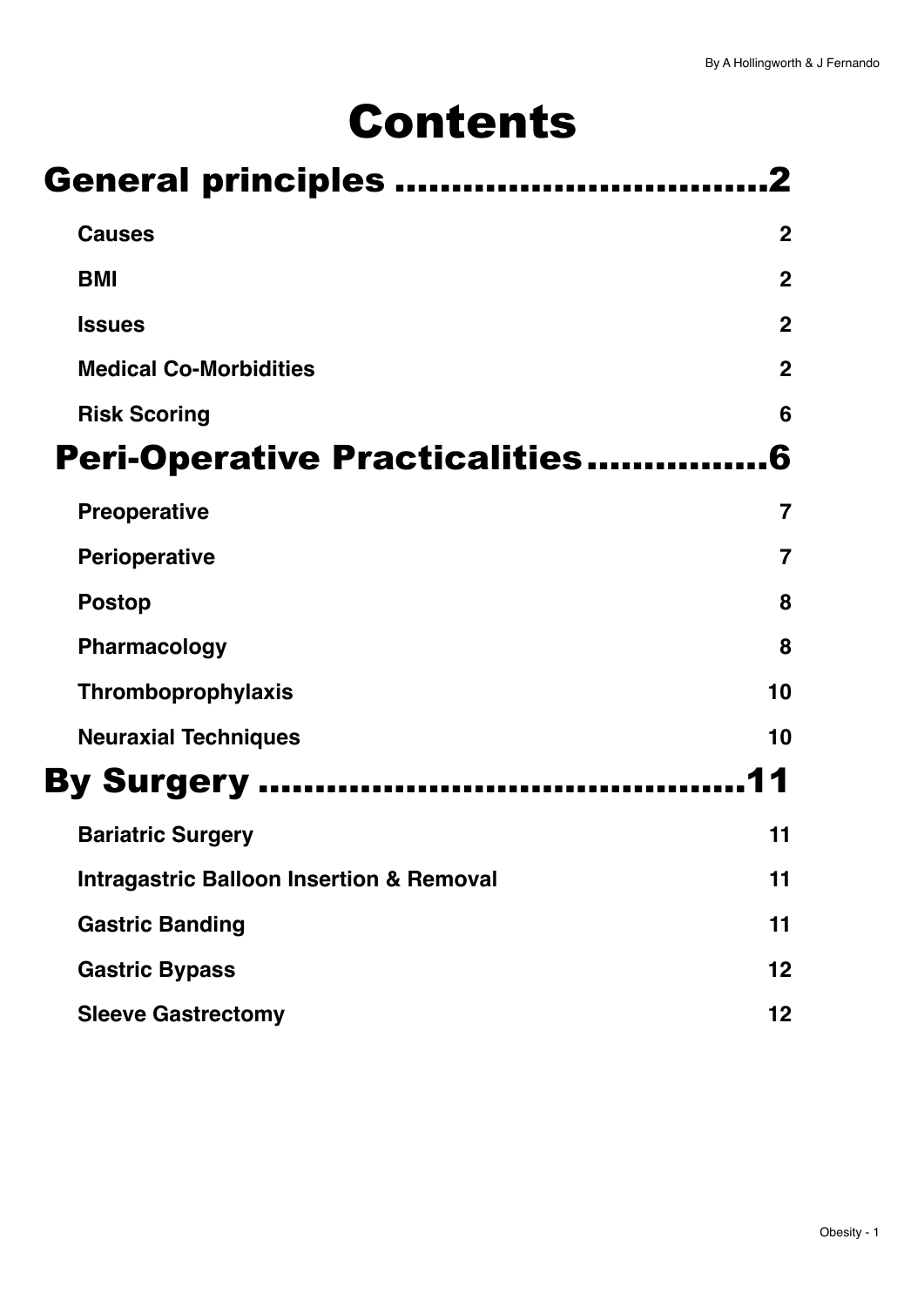# Contents

## General principles ................................2

- **Causes** 2
- **BMI** 2
- **Issues** 2
- **Medical Co-Morbidities** 2
- **Risk Scoring** 6

## Peri-Operative Practicalities................6

- **Preoperative** 7
- **Perioperative** 7
- **Postop** 8
- **Pharmacology** 8
- **Thromboprophylaxis** 10
- **Neuraxial Techniques** 10

## By Surgery ..........................................11

- **Bariatric Surgery** 11
- **Intragastric Balloon Insertion & Removal** 11
- **Gastric Banding** 11
- **Gastric Bypass** 12
- **Sleeve Gastrectomy** 12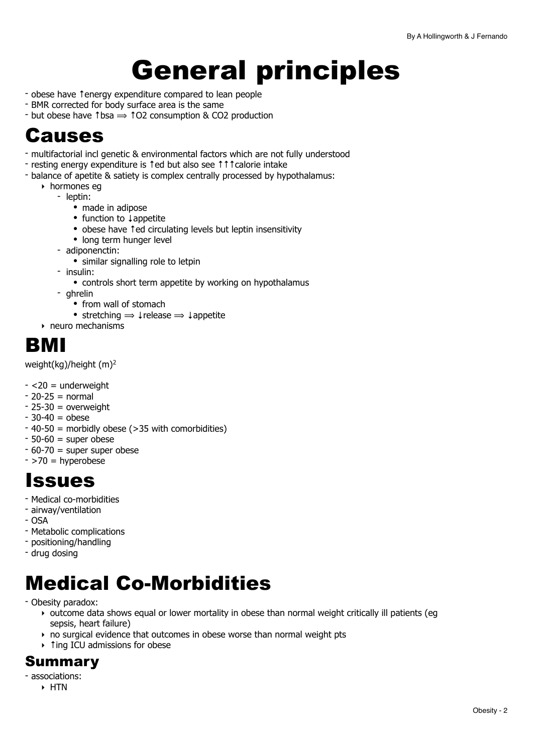# General principles

- obese have ↑energy expenditure compared to lean people
- BMR corrected for body surface area is the same
- but obese have ↑bsa ⟹ ↑$O_2$ consumption & $CO_2$ production

# Causes

- multifactorial incl genetic & environmental factors which are not fully understood
- resting energy expenditure is ↑ed but also see ↑↑↑calorie intake
- balance of apetite & satiety is complex centrally processed by hypothalamus:
    - hormones eg
        - leptin:
            - made in adipose
            - function to ↓appetite
            - obese have ↑ed circulating levels but leptin insensitivity
            - long term hunger level
        - adiponenctin:
            - similar signalling role to letpin
        - insulin:
            - controls short term appetite by working on hypothalamus
        - ghrelin
            - from wall of stomach
            - stretching ⟹ ↓release ⟹ ↓appetite
    - neuro mechanisms

# BMI

weight(kg)/height (m)$^2$

- <20 = underweight
- 20-25 = normal
- 25-30 = overweight
- 30-40 = obese
- 40-50 = morbidly obese (>35 with comorbidities)
- 50-60 = super obese
- 60-70 = super super obese
- >70 = hyperobese

# Issues

- Medical co-morbidities
- airway/ventilation
- OSA
- Metabolic complications
- positioning/handling
- drug dosing

# Medical Co-Morbidities

- Obesity paradox:
    - outcome data shows equal or lower mortality in obese than normal weight critically ill patients (eg sepsis, heart failure)
    - no surgical evidence that outcomes in obese worse than normal weight pts
    - ↑ing ICU admissions for obese

## Summary

- associations:
    - HTN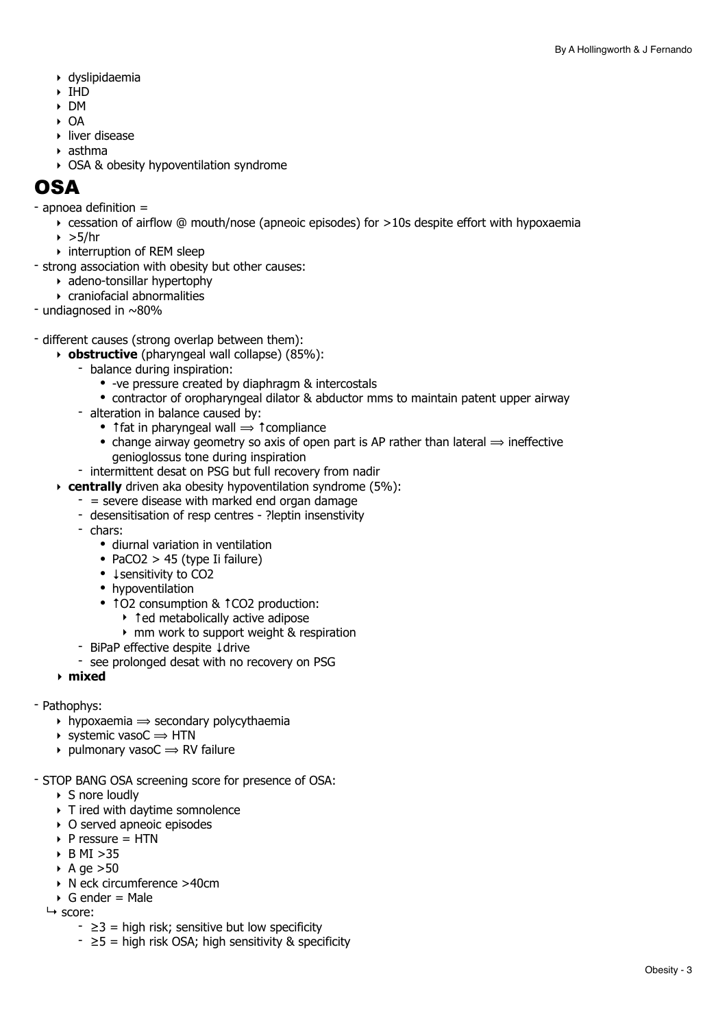- dyslipidaemia
- IHD
- DM
- OA
- liver disease
- asthma
- OSA & obesity hypoventilation syndrome

# OSA

- apnoea definition =
    - cessation of airflow @ mouth/nose (apneoic episodes) for >10s despite effort with hypoxaemia
    - >5/hr
    - interruption of REM sleep
- strong association with obesity but other causes:
    - adeno-tonsillar hypertophy
    - craniofacial abnormalities
- undiagnosed in ~80%

- different causes (strong overlap between them):
    - **obstructive** (pharyngeal wall collapse) (85%):
        - balance during inspiration:
            - -ve pressure created by diaphragm & intercostals
            - contractor of oropharyngeal dilator & abductor mms to maintain patent upper airway
        - alteration in balance caused by:
            - ↑fat in pharyngeal wall ⟹ ↑compliance
            - change airway geometry so axis of open part is AP rather than lateral ⟹ ineffective genioglossus tone during inspiration
        - intermittent desat on PSG but full recovery from nadir
    - **centrally** driven aka obesity hypoventilation syndrome (5%):
        - = severe disease with marked end organ damage
        - desensitisation of resp centres - ?leptin insenstivity
        - chars:
            - diurnal variation in ventilation
            - $PaCO_2$ > 45 (type Ii failure)
            - ↓sensitivity to $CO_2$
            - hypoventilation
            - ↑$O_2$ consumption & ↑$CO_2$ production:
                - ↑ed metabolically active adipose
                - mm work to support weight & respiration
        - BiPaP effective despite ↓drive
        - see prolonged desat with no recovery on PSG
    - **mixed**

- Pathophys:
    - hypoxaemia ⟹ secondary polycythaemia
    - systemic vasoC ⟹ HTN
    - pulmonary vasoC ⟹ RV failure

- STOP BANG OSA screening score for presence of OSA:
    - S nore loudly
    - T ired with daytime somnolence
    - O served apneoic episodes
    - P ressure = HTN
    - B MI >35
    - A ge >50
    - N eck circumference >40cm
    - G ender = Male

  ↳ score:
    - ≥3 = high risk; sensitive but low specificity
    - ≥5 = high risk OSA; high sensitivity & specificity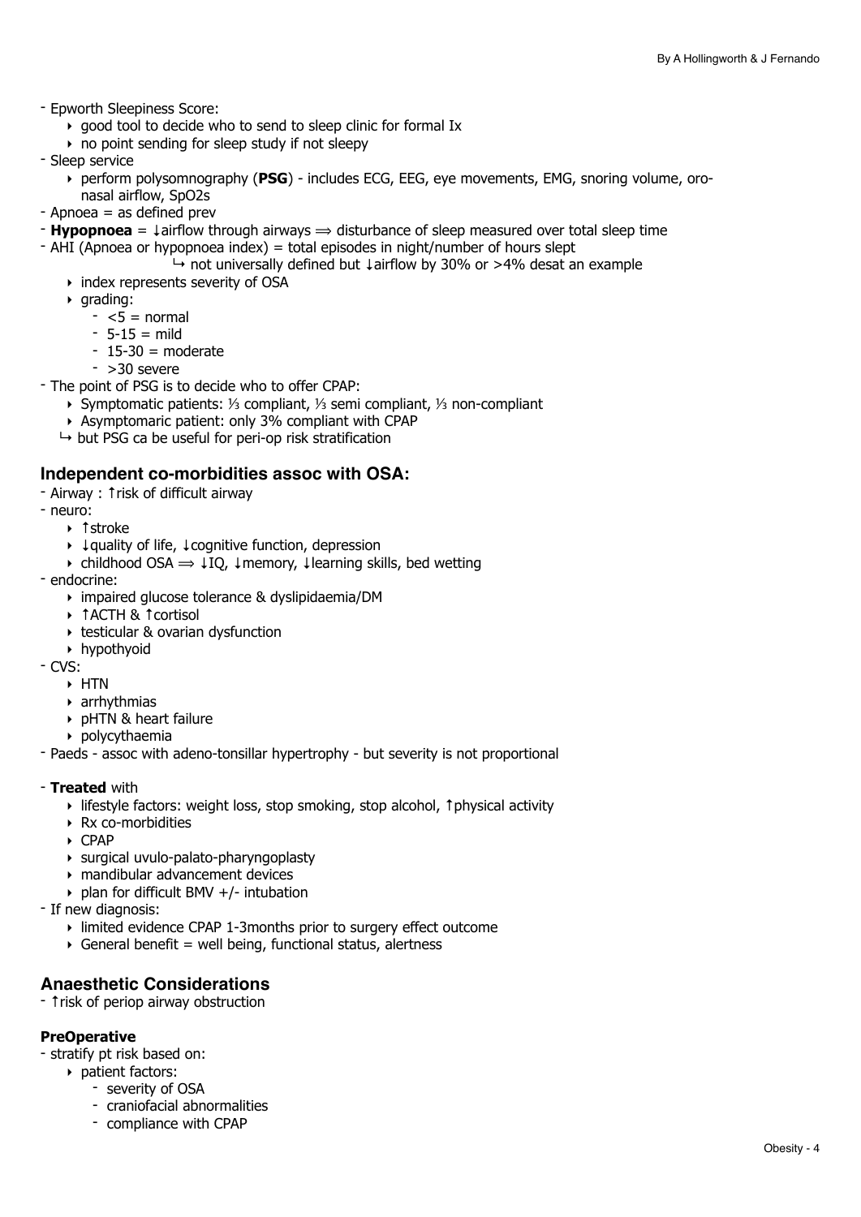- Epworth Sleepiness Score:
  - good tool to decide who to send to sleep clinic for formal Ix
  - no point sending for sleep study if not sleepy
- Sleep service
  - perform polysomnography (**PSG**) - includes ECG, EEG, eye movements, EMG, snoring volume, oro-nasal airflow, SpO2s
- Apnoea = as defined prev
- **Hypopnoea** = ↓airflow through airways ⟹ disturbance of sleep measured over total sleep time
- AHI (Apnoea or hypopnoea index) = total episodes in night/number of hours slept
  
  ↳ not universally defined but ↓airflow by 30% or >4% desat an example
  - index represents severity of OSA
  - grading:
    - <5 = normal
    - 5-15 = mild
    - 15-30 = moderate
    - >30 severe
- The point of PSG is to decide who to offer CPAP:
  - Symptomatic patients: ⅓ compliant, ⅓ semi compliant, ⅓ non-compliant
  - Asymptomaric patient: only 3% compliant with CPAP
  
  ↳ but PSG ca be useful for peri-op risk stratification

### Independent co-morbidities assoc with OSA:

- Airway : ↑risk of difficult airway
- neuro:
  - ↑stroke
  - ↓quality of life, ↓cognitive function, depression
  - childhood OSA ⟹ ↓IQ, ↓memory, ↓learning skills, bed wetting
- endocrine:
  - impaired glucose tolerance & dyslipidaemia/DM
  - ↑ACTH & ↑cortisol
  - testicular & ovarian dysfunction
  - hypothyoid
- CVS:
  - HTN
  - arrhythmias
  - pHTN & heart failure
  - polycythaemia
- Paeds - assoc with adeno-tonsillar hypertrophy - but severity is not proportional

- **Treated** with
  - lifestyle factors: weight loss, stop smoking, stop alcohol, ↑physical activity
  - Rx co-morbidities
  - CPAP
  - surgical uvulo-palato-pharyngoplasty
  - mandibular advancement devices
  - plan for difficult BMV +/- intubation
- If new diagnosis:
  - limited evidence CPAP 1-3months prior to surgery effect outcome
  - General benefit = well being, functional status, alertness

### Anaesthetic Considerations

- ↑risk of periop airway obstruction

#### PreOperative

- stratify pt risk based on:
  - patient factors:
    - severity of OSA
    - craniofacial abnormalities
    - compliance with CPAP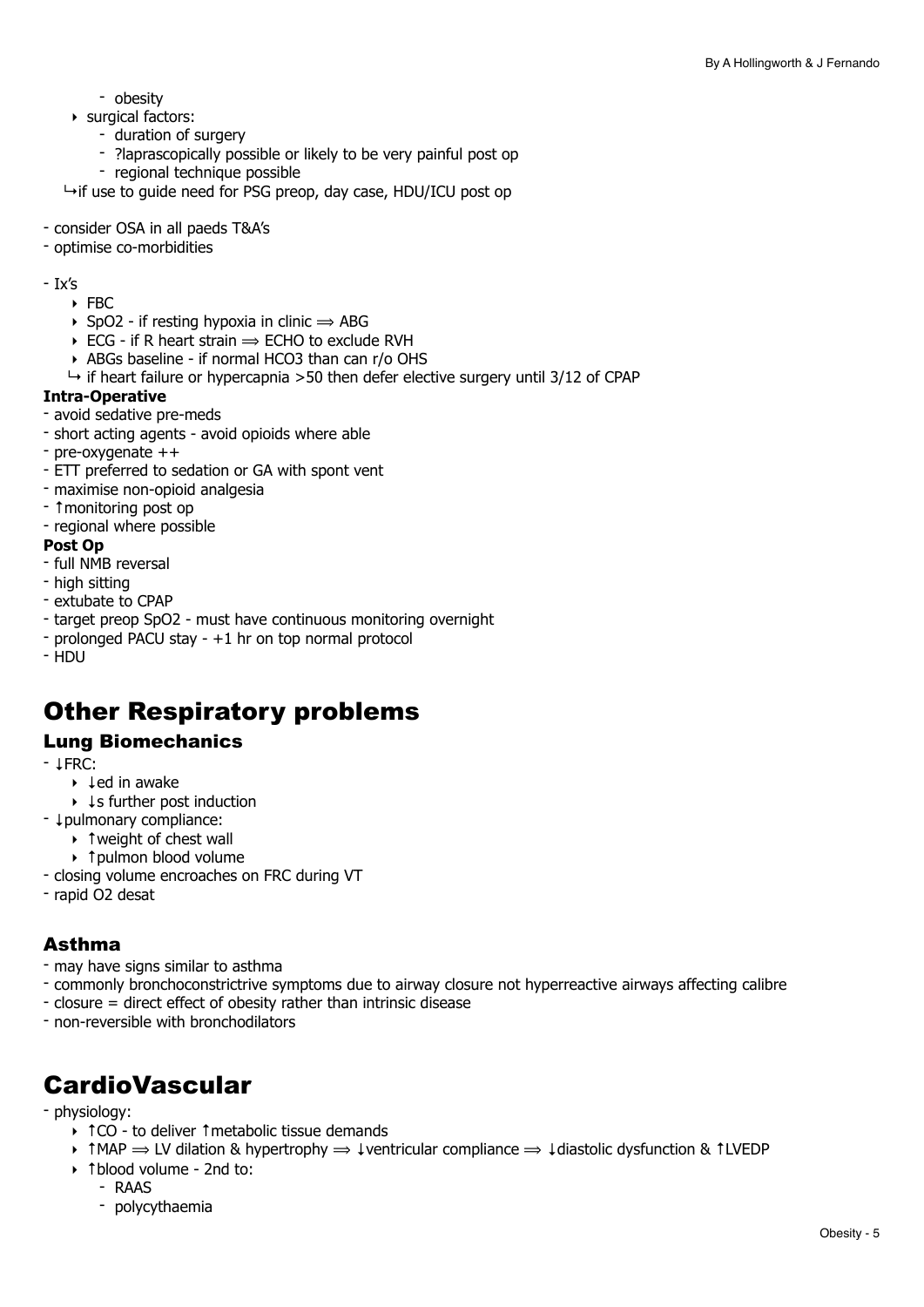- obesity
    - surgical factors:
        - duration of surgery
        - ?laprascopically possible or likely to be very painful post op
        - regional technique possible
    
    ↳if use to guide need for PSG preop, day case, HDU/ICU post op

- consider OSA in all paeds T&A's
- optimise co-morbidities

- Ix's
    - FBC
    - $SpO_2$ - if resting hypoxia in clinic ⟹ ABG
    - ECG - if R heart strain ⟹ ECHO to exclude RVH
    - ABGs baseline - if normal $HCO_3$ than can r/o OHS
    
    ↳ if heart failure or hypercapnia >50 then defer elective surgery until 3/12 of CPAP

**Intra-Operative**

- avoid sedative pre-meds
- short acting agents - avoid opioids where able
- pre-oxygenate ++
- ETT preferred to sedation or GA with spont vent
- maximise non-opioid analgesia
- ↑monitoring post op
- regional where possible

**Post Op**

- full NMB reversal
- high sitting
- extubate to CPAP
- target preop $SpO_2$ - must have continuous monitoring overnight
- prolonged PACU stay - +1 hr on top normal protocol
- HDU

# Other Respiratory problems

## Lung Biomechanics

- ↓FRC:
    - ↓ed in awake
    - ↓s further post induction
- ↓pulmonary compliance:
    - ↑weight of chest wall
    - ↑pulmon blood volume
- closing volume encroaches on FRC during VT
- rapid $O_2$ desat

## Asthma

- may have signs similar to asthma
- commonly bronchoconstrictrive symptoms due to airway closure not hyperreactive airways affecting calibre
- closure = direct effect of obesity rather than intrinsic disease
- non-reversible with bronchodilators

# CardioVascular

- physiology:
    - ↑CO - to deliver ↑metabolic tissue demands
    - ↑MAP ⟹ LV dilation & hypertrophy ⟹ ↓ventricular compliance ⟹ ↓diastolic dysfunction & ↑LVEDP
    - ↑blood volume - 2nd to:
        - RAAS
        - polycythaemia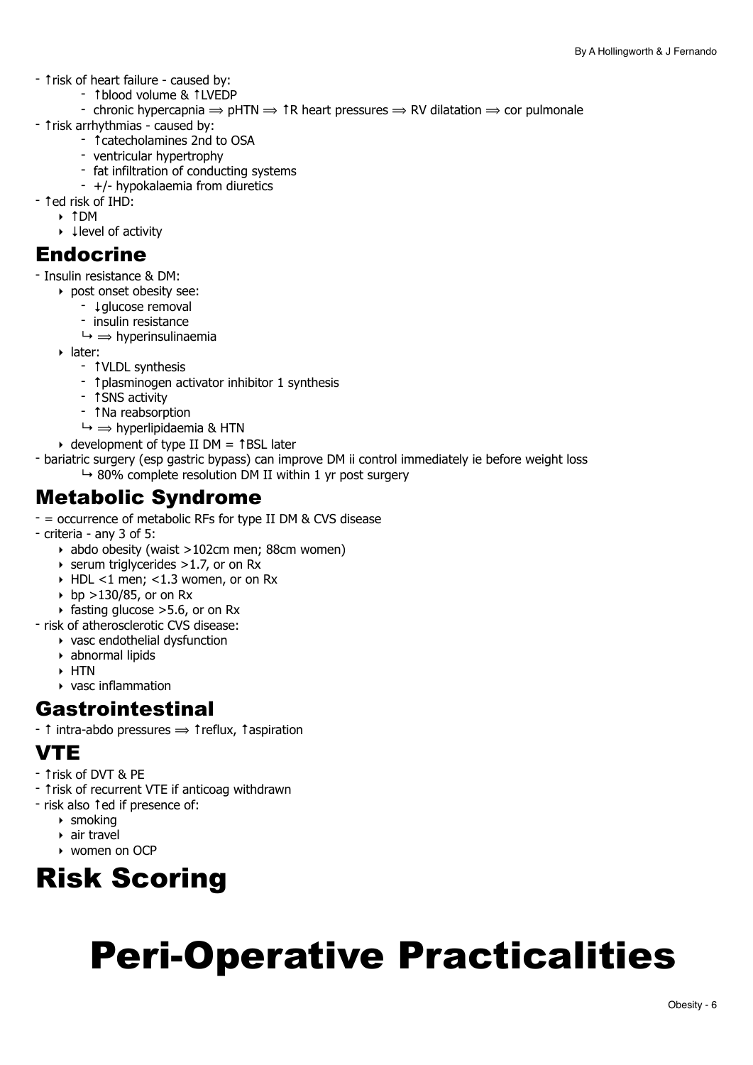- ↑risk of heart failure - caused by:
    - ↑blood volume & ↑LVEDP
    - chronic hypercapnia ⟹ pHTN ⟹ ↑R heart pressures ⟹ RV dilatation ⟹ cor pulmonale
- ↑risk arrhythmias - caused by:
    - ↑catecholamines 2nd to OSA
    - ventricular hypertrophy
    - fat infiltration of conducting systems
    - +/- hypokalaemia from diuretics
- ↑ed risk of IHD:
    - ↑DM
    - ↓level of activity

## Endocrine

- Insulin resistance & DM:
    - post onset obesity see:
        - ↓glucose removal
        - insulin resistance
        - ↳ ⟹ hyperinsulinaemia
    - later:
        - ↑VLDL synthesis
        - ↑plasminogen activator inhibitor 1 synthesis
        - ↑SNS activity
        - ↑Na reabsorption
        - ↳ ⟹ hyperlipidaemia & HTN
    - development of type II DM = ↑BSL later
- bariatric surgery (esp gastric bypass) can improve DM ii control immediately ie before weight loss
    - ↳ 80% complete resolution DM II within 1 yr post surgery

## Metabolic Syndrome

- = occurrence of metabolic RFs for type II DM & CVS disease
- criteria - any 3 of 5:
    - abdo obesity (waist >102cm men; 88cm women)
    - serum triglycerides >1.7, or on Rx
    - HDL <1 men; <1.3 women, or on Rx
    - bp >130/85, or on Rx
    - fasting glucose >5.6, or on Rx
- risk of atherosclerotic CVS disease:
    - vasc endothelial dysfunction
    - abnormal lipids
    - HTN
    - vasc inflammation

## Gastrointestinal

- ↑ intra-abdo pressures ⟹ ↑reflux, ↑aspiration

## VTE

- ↑risk of DVT & PE
- ↑risk of recurrent VTE if anticoag withdrawn
- risk also ↑ed if presence of:
    - smoking
    - air travel
    - women on OCP

# Risk Scoring

# Peri-Operative Practicalities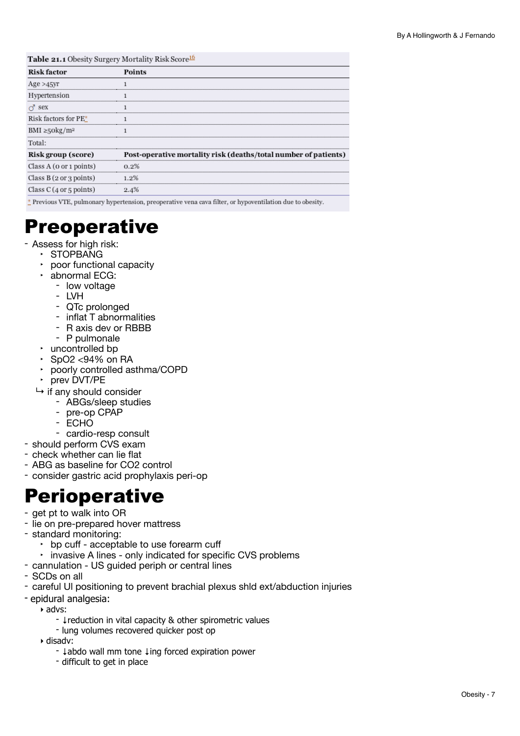**Table 21.1** Obesity Surgery Mortality Risk Score[16]

| Risk factor | Points |
| --- | --- |
| Age >45yr | 1 |
| Hypertension | 1 |
| ♂ sex | 1 |
| Risk factors for PE* | 1 |
| BMI ≥50kg/m² | 1 |
| Total: | |
| **Risk group (score)** | **Post-operative mortality risk (deaths/total number of patients)** |
| Class A (0 or 1 points) | 0.2% |
| Class B (2 or 3 points) | 1.2% |
| Class C (4 or 5 points) | 2.4% |

* Previous VTE, pulmonary hypertension, preoperative vena cava filter, or hypoventilation due to obesity.

# Preoperative

- Assess for high risk:
    - STOPBANG
    - poor functional capacity
    - abnormal ECG:
        - low voltage
        - LVH
        - QTc prolonged
        - inflat T abnormalities
        - R axis dev or RBBB
        - P pulmonale
    - uncontrolled bp
    - SpO2 <94% on RA
    - poorly controlled asthma/COPD
    - prev DVT/PE
  ↳ if any should consider
        - ABGs/sleep studies
        - pre-op CPAP
        - ECHO
        - cardio-resp consult
- should perform CVS exam
- check whether can lie flat
- ABG as baseline for CO2 control
- consider gastric acid prophylaxis peri-op

# Perioperative

- get pt to walk into OR
- lie on pre-prepared hover mattress
- standard monitoring:
    - bp cuff - acceptable to use forearm cuff
    - invasive A lines - only indicated for specific CVS problems
- cannulation - US guided periph or central lines
- SCDs on all
- careful UI positioning to prevent brachial plexus shld ext/abduction injuries
- epidural analgesia:
    - advs:
        - ↓reduction in vital capacity & other spirometric values
        - lung volumes recovered quicker post op
    - disadv:
        - ↓abdo wall mm tone ↓ing forced expiration power
        - difficult to get in place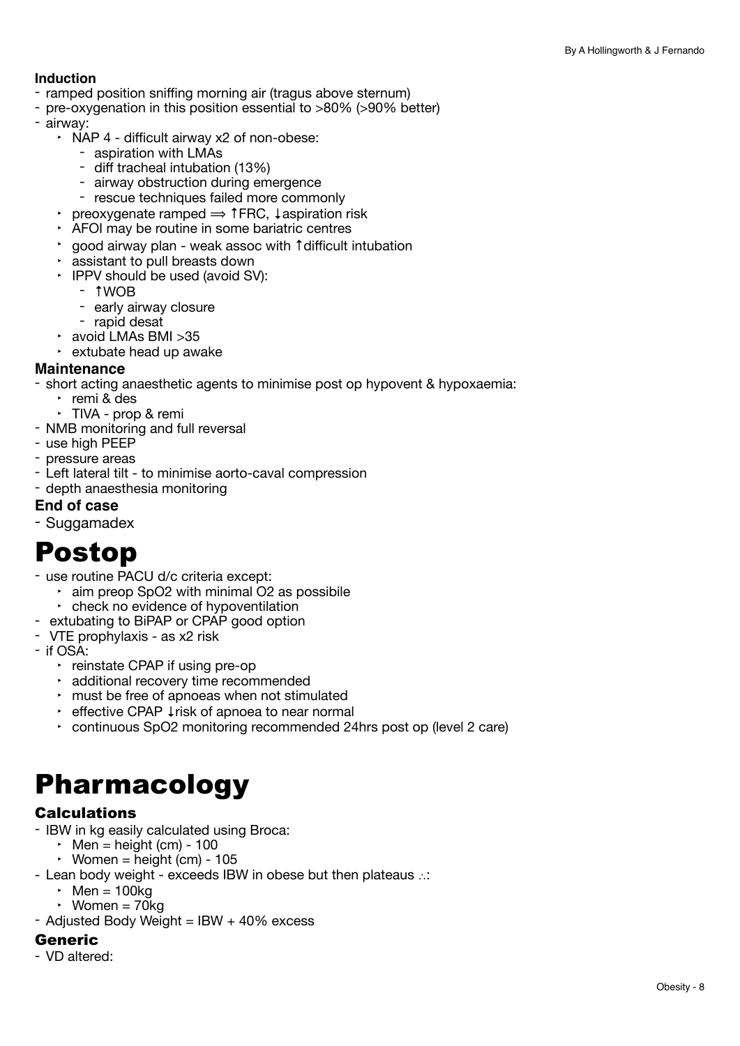### Induction

- ramped position sniffing morning air (tragus above sternum)
- pre-oxygenation in this position essential to >80% (>90% better)
- airway:
  - NAP 4 - difficult airway x2 of non-obese:
    - aspiration with LMAs
    - diff tracheal intubation (13%)
    - airway obstruction during emergence
    - rescue techniques failed more commonly
  - preoxygenate ramped ⟹ ↑FRC, ↓aspiration risk
  - AFOI may be routine in some bariatric centres
  - good airway plan - weak assoc with ↑difficult intubation
  - assistant to pull breasts down
  - IPPV should be used (avoid SV):
    - ↑WOB
    - early airway closure
    - rapid desat
  - avoid LMAs BMI >35
  - extubate head up awake

### Maintenance

- short acting anaesthetic agents to minimise post op hypovent & hypoxaemia:
  - remi & des
  - TIVA - prop & remi
- NMB monitoring and full reversal
- use high PEEP
- pressure areas
- Left lateral tilt - to minimise aorto-caval compression
- depth anaesthesia monitoring

### End of case

- Suggamadex

# Postop

- use routine PACU d/c criteria except:
  - aim preop SpO2 with minimal O2 as possibile
  - check no evidence of hypoventilation
- extubating to BiPAP or CPAP good option
- VTE prophylaxis - as x2 risk
- if OSA:
  - reinstate CPAP if using pre-op
  - additional recovery time recommended
  - must be free of apnoeas when not stimulated
  - effective CPAP ↓risk of apnoea to near normal
  - continuous SpO2 monitoring recommended 24hrs post op (level 2 care)

# Pharmacology

## Calculations

- IBW in kg easily calculated using Broca:
  - Men = height (cm) - 100
  - Women = height (cm) - 105
- Lean body weight - exceeds IBW in obese but then plateaus ∴:
  - Men = 100kg
  - Women = 70kg
- Adjusted Body Weight = IBW + 40% excess

## Generic

- VD altered: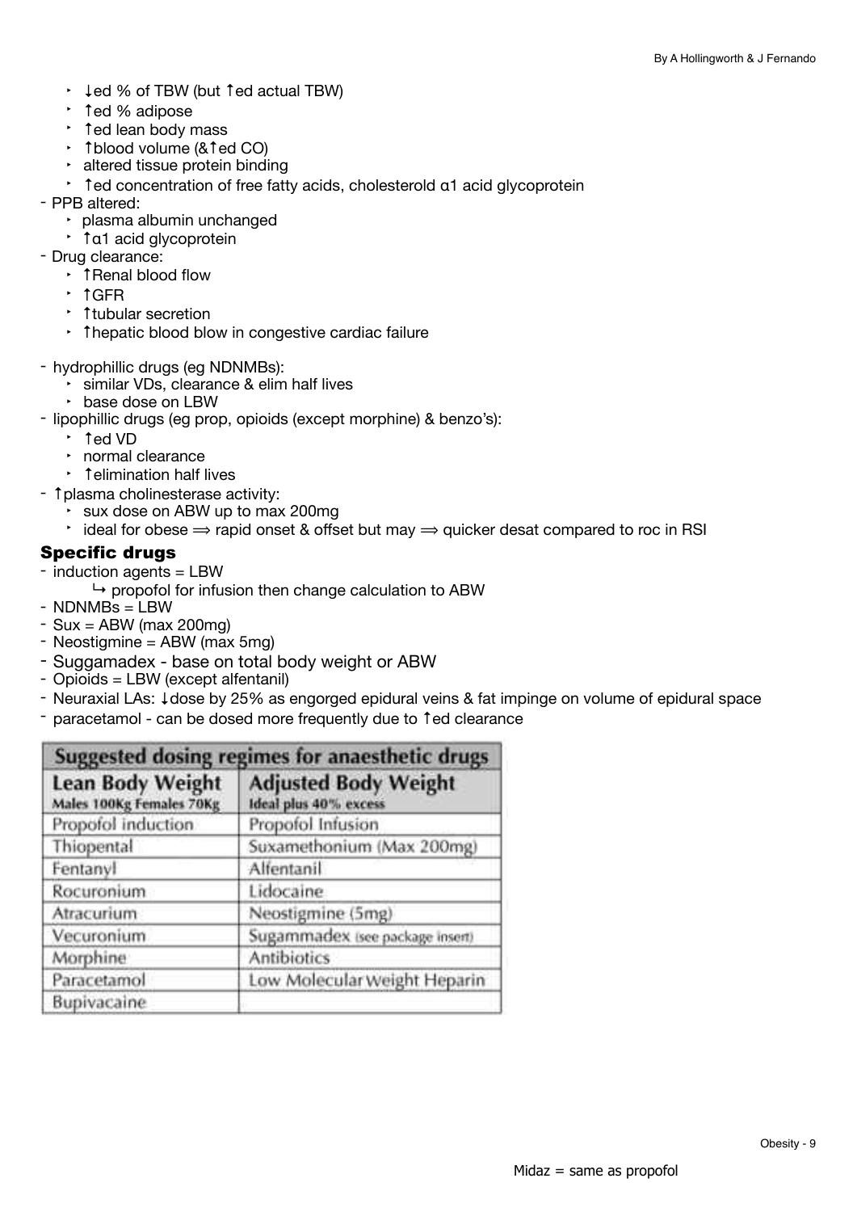- ↓ed % of TBW (but ↑ed actual TBW)
- ↑ed % adipose
- ↑ed lean body mass
- ↑blood volume (&↑ed CO)
- altered tissue protein binding
- ↑ed concentration of free fatty acids, cholesterold α1 acid glycoprotein

- PPB altered:
  - plasma albumin unchanged
  - ↑α1 acid glycoprotein
- Drug clearance:
  - ↑Renal blood flow
  - ↑GFR
  - ↑tubular secretion
  - ↑hepatic blood blow in congestive cardiac failure

- hydrophillic drugs (eg NDNMBs):
  - similar VDs, clearance & elim half lives
  - base dose on LBW
- lipophillic drugs (eg prop, opioids (except morphine) & benzo's):
  - ↑ed VD
  - normal clearance
  - ↑elimination half lives
- ↑plasma cholinesterase activity:
  - sux dose on ABW up to max 200mg
  - ideal for obese ⟹ rapid onset & offset but may ⟹ quicker desat compared to roc in RSI

## Specific drugs

- induction agents = LBW
  - ↳ propofol for infusion then change calculation to ABW
- NDNMBs = LBW
- Sux = ABW (max 200mg)
- Neostigmine = ABW (max 5mg)
- Suggamadex - base on total body weight or ABW
- Opioids = LBW (except alfentanil)
- Neuraxial LAs: ↓dose by 25% as engorged epidural veins & fat impinge on volume of epidural space
- paracetamol - can be dosed more frequently due to ↑ed clearance

| Suggested dosing regimes for anaesthetic drugs | |
|---|---|
| **Lean Body Weight** Males 100Kg Females 70Kg | **Adjusted Body Weight** Ideal plus 40% excess |
| Propofol induction | Propofol Infusion |
| Thiopental | Suxamethonium (Max 200mg) |
| Fentanyl | Alfentanil |
| Rocuronium | Lidocaine |
| Atracurium | Neostigmine (5mg) |
| Vecuronium | Sugammadex (see package insert) |
| Morphine | Antibiotics |
| Paracetamol | Low Molecular Weight Heparin |
| Bupivacaine | |

Midaz = same as propofol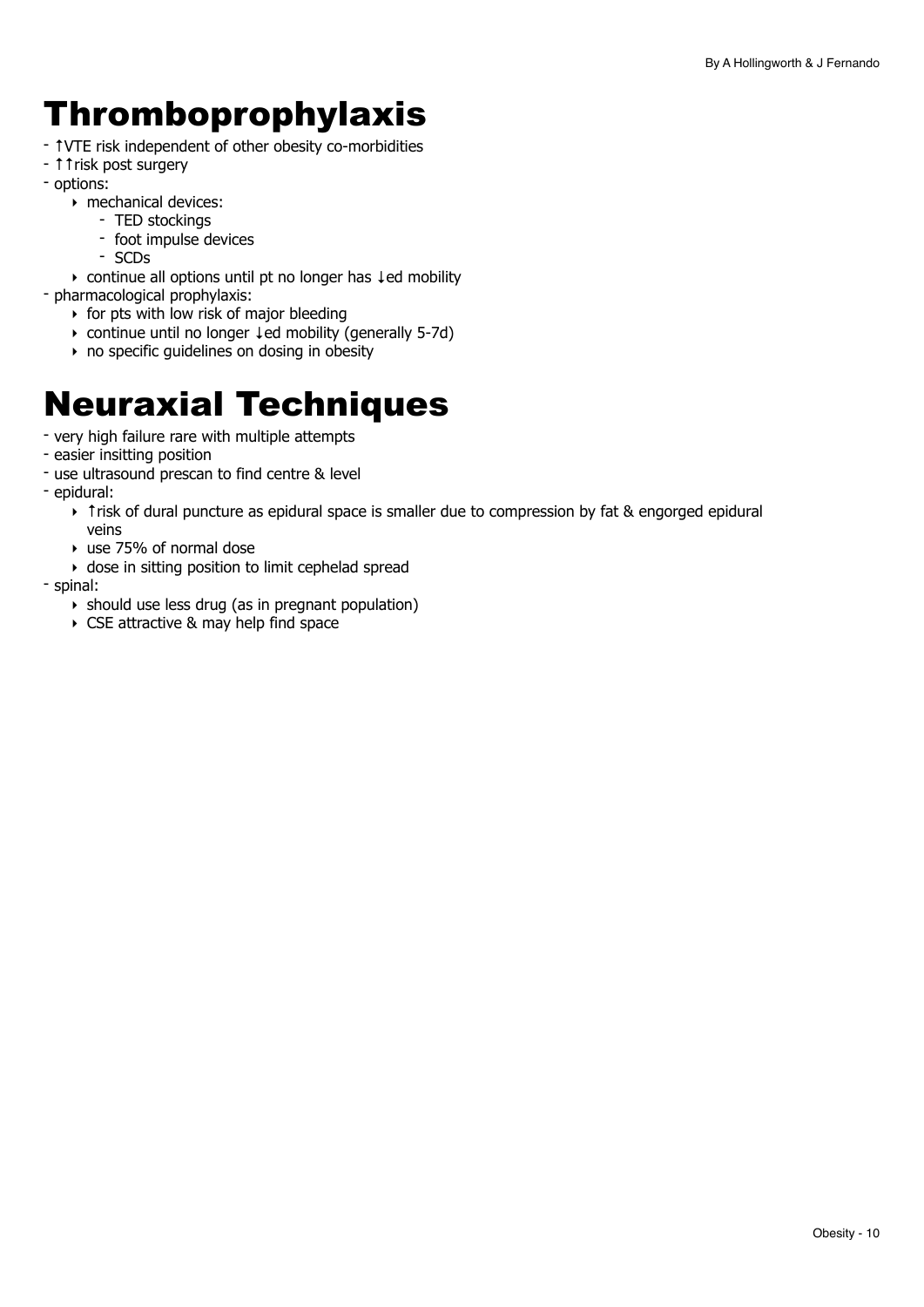# Thromboprophylaxis

- ↑VTE risk independent of other obesity co-morbidities
- ↑↑risk post surgery
- options:
    - mechanical devices:
        - TED stockings
        - foot impulse devices
        - SCDs
    - continue all options until pt no longer has ↓ed mobility
- pharmacological prophylaxis:
    - for pts with low risk of major bleeding
    - continue until no longer ↓ed mobility (generally 5-7d)
    - no specific guidelines on dosing in obesity

# Neuraxial Techniques

- very high failure rare with multiple attempts
- easier insitting position
- use ultrasound prescan to find centre & level
- epidural:
    - ↑risk of dural puncture as epidural space is smaller due to compression by fat & engorged epidural veins
    - use 75% of normal dose
    - dose in sitting position to limit cephelad spread
- spinal:
    - should use less drug (as in pregnant population)
    - CSE attractive & may help find space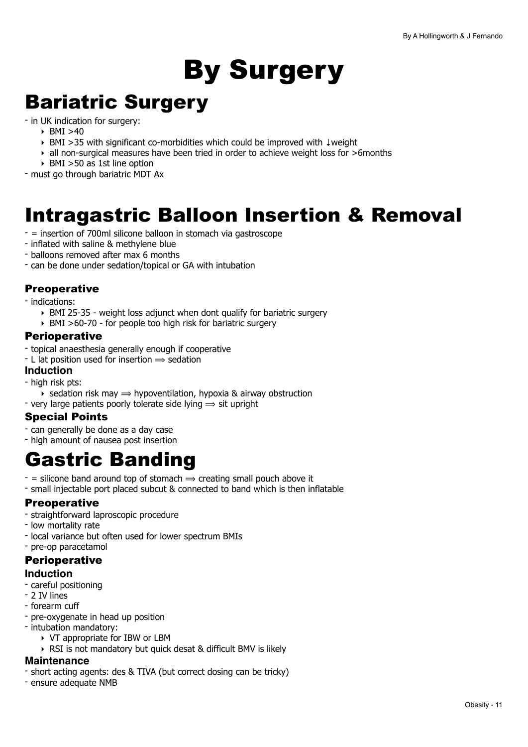# By Surgery

# Bariatric Surgery

- in UK indication for surgery:
    - BMI >40
    - BMI >35 with significant co-morbidities which could be improved with ↓weight
    - all non-surgical measures have been tried in order to achieve weight loss for >6months
    - BMI >50 as 1st line option
- must go through bariatric MDT Ax

# Intragastric Balloon Insertion & Removal

- = insertion of 700ml silicone balloon in stomach via gastroscope
- inflated with saline & methylene blue
- balloons removed after max 6 months
- can be done under sedation/topical or GA with intubation

### Preoperative

- indications:
    - BMI 25-35 - weight loss adjunct when dont qualify for bariatric surgery
    - BMI >60-70 - for people too high risk for bariatric surgery

### Perioperative

- topical anaesthesia generally enough if cooperative
- L lat position used for insertion ⟹ sedation

#### Induction

- high risk pts:
    - sedation risk may ⟹ hypoventilation, hypoxia & airway obstruction
- very large patients poorly tolerate side lying ⟹ sit upright

### Special Points

- can generally be done as a day case
- high amount of nausea post insertion

# Gastric Banding

- = silicone band around top of stomach ⟹ creating small pouch above it
- small injectable port placed subcut & connected to band which is then inflatable

### Preoperative

- straightforward laproscopic procedure
- low mortality rate
- local variance but often used for lower spectrum BMIs
- pre-op paracetamol

### Perioperative

#### Induction

- careful positioning
- 2 IV lines
- forearm cuff
- pre-oxygenate in head up position
- intubation mandatory:
    - VT appropriate for IBW or LBM
    - RSI is not mandatory but quick desat & difficult BMV is likely

#### Maintenance

- short acting agents: des & TIVA (but correct dosing can be tricky)
- ensure adequate NMB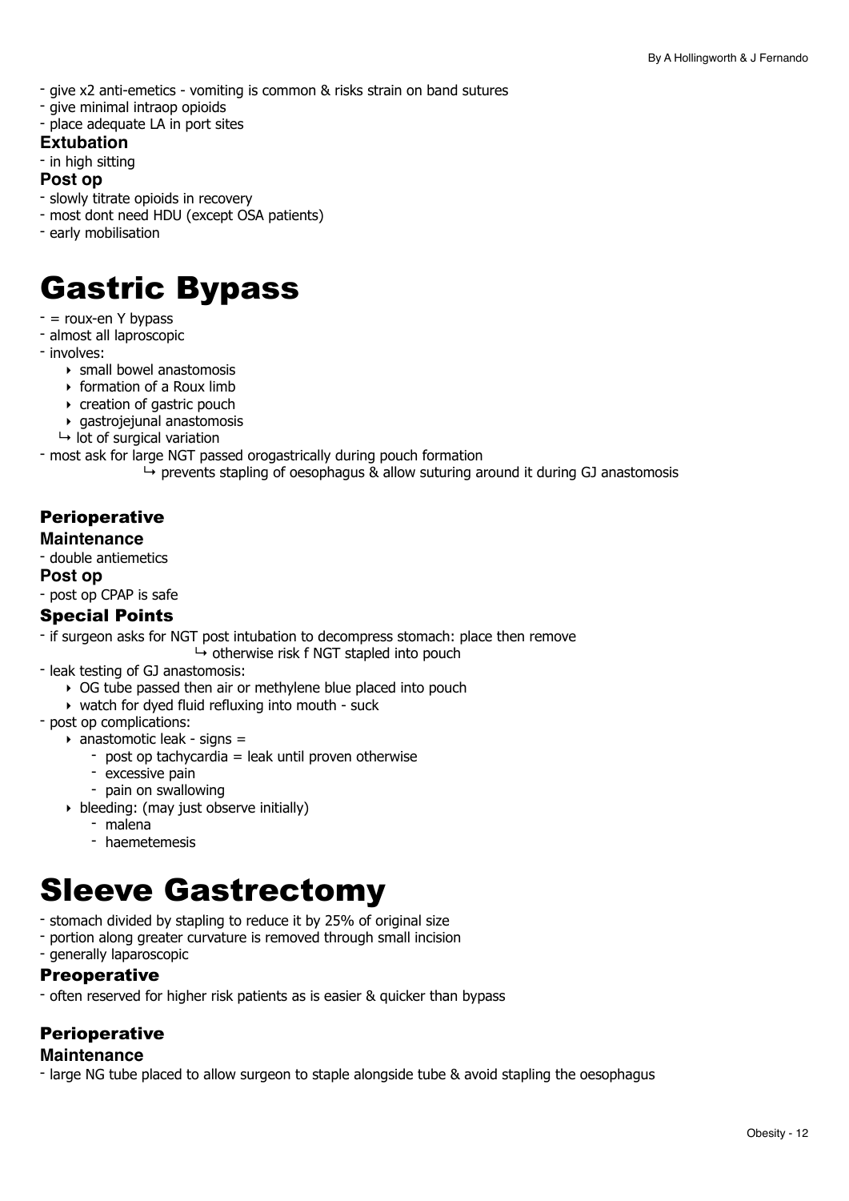- give x2 anti-emetics - vomiting is common & risks strain on band sutures
- give minimal intraop opioids
- place adequate LA in port sites

### Extubation

- in high sitting

### Post op

- slowly titrate opioids in recovery
- most dont need HDU (except OSA patients)
- early mobilisation

# Gastric Bypass

- = roux-en Y bypass
- almost all laproscopic
- involves:
  - small bowel anastomosis
  - formation of a Roux limb
  - creation of gastric pouch
  - gastrojejunal anastomosis
  
  ↳ lot of surgical variation
- most ask for large NGT passed orogastrically during pouch formation
  
  ↳ prevents stapling of oesophagus & allow suturing around it during GJ anastomosis

## Perioperative

### Maintenance

- double antiemetics

### Post op

- post op CPAP is safe

## Special Points

- if surgeon asks for NGT post intubation to decompress stomach: place then remove
  
  ↳ otherwise risk f NGT stapled into pouch
- leak testing of GJ anastomosis:
  - OG tube passed then air or methylene blue placed into pouch
  - watch for dyed fluid refluxing into mouth - suck
- post op complications:
  - anastomotic leak - signs =
    - post op tachycardia = leak until proven otherwise
    - excessive pain
    - pain on swallowing
  - bleeding: (may just observe initially)
    - malena
    - haemetemesis

# Sleeve Gastrectomy

- stomach divided by stapling to reduce it by 25% of original size
- portion along greater curvature is removed through small incision
- generally laparoscopic

## Preoperative

- often reserved for higher risk patients as is easier & quicker than bypass

## Perioperative

### Maintenance

- large NG tube placed to allow surgeon to staple alongside tube & avoid stapling the oesophagus